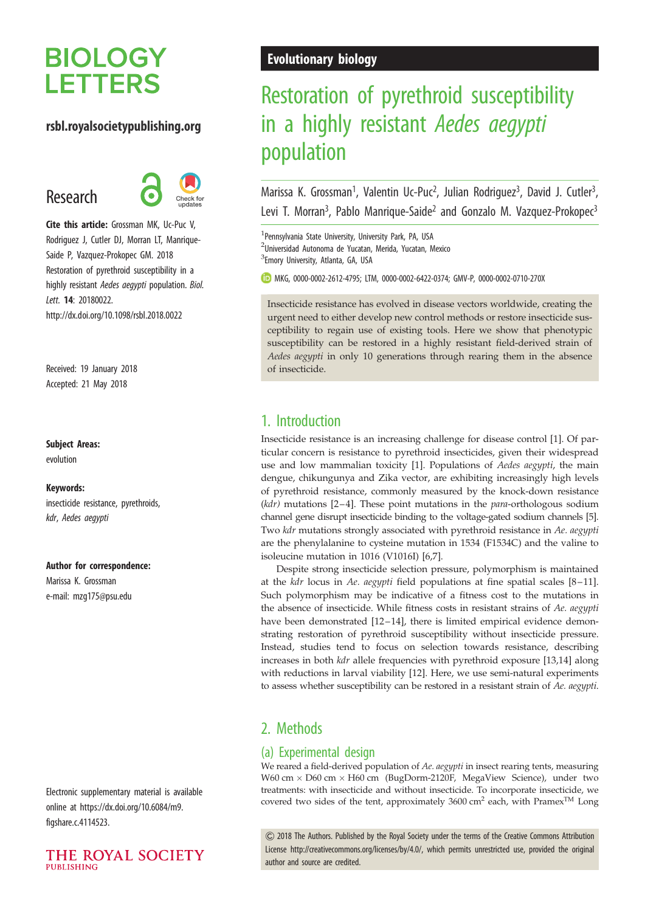# Restoration of pyrethroid susceptibility in a highly resistant *Aedes aegypti* population

Marissa K. Grossman[1], Valentin Uc-Puc[2], Julian Rodriguez[3], David J. Cutler[3], Levi T. Morran[3], Pablo Manrique-Saide[2] and Gonzalo M. Vazquez-Prokopec[3]

[1]Pennsylvania State University, University Park, PA, USA
[2]Universidad Autonoma de Yucatan, Merida, Yucatan, Mexico
[3]Emory University, Atlanta, GA, USA

MKG, 0000-0002-2612-4795; LTM, 0000-0002-6422-0374; GMV-P, 0000-0002-0710-270X

**Evolutionary biology**

**Research**

**Cite this article:** Grossman MK, Uc-Puc V, Rodriguez J, Cutler DJ, Morran LT, Manrique-Saide P, Vazquez-Prokopec GM. 2018 Restoration of pyrethroid susceptibility in a highly resistant *Aedes aegypti* population. *Biol. Lett.* **14**: 20180022. http://dx.doi.org/10.1098/rsbl.2018.0022

Received: 19 January 2018
Accepted: 21 May 2018

**Subject Areas:**
evolution

**Keywords:**
insecticide resistance, pyrethroids, *kdr*, *Aedes aegypti*

**Author for correspondence:**
Marissa K. Grossman
e-mail: mzg175@psu.edu

Electronic supplementary material is available online at https://dx.doi.org/10.6084/m9.figshare.c.4114523.

Insecticide resistance has evolved in disease vectors worldwide, creating the urgent need to either develop new control methods or restore insecticide susceptibility to regain use of existing tools. Here we show that phenotypic susceptibility can be restored in a highly resistant field-derived strain of *Aedes aegypti* in only 10 generations through rearing them in the absence of insecticide.

## 1. Introduction

Insecticide resistance is an increasing challenge for disease control [1]. Of particular concern is resistance to pyrethroid insecticides, given their widespread use and low mammalian toxicity [1]. Populations of *Aedes aegypti*, the main dengue, chikungunya and Zika vector, are exhibiting increasingly high levels of pyrethroid resistance, commonly measured by the knock-down resistance (*kdr)* mutations [2–4]. These point mutations in the *para*-orthologous sodium channel gene disrupt insecticide binding to the voltage-gated sodium channels [5]. Two *kdr* mutations strongly associated with pyrethroid resistance in *Ae. aegypti* are the phenylalanine to cysteine mutation in 1534 (F1534C) and the valine to isoleucine mutation in 1016 (V1016I) [6,7].

Despite strong insecticide selection pressure, polymorphism is maintained at the *kdr* locus in *Ae. aegypti* field populations at fine spatial scales [8–11]. Such polymorphism may be indicative of a fitness cost to the mutations in the absence of insecticide. While fitness costs in resistant strains of *Ae. aegypti* have been demonstrated [12–14], there is limited empirical evidence demonstrating restoration of pyrethroid susceptibility without insecticide pressure. Instead, studies tend to focus on selection towards resistance, describing increases in both *kdr* allele frequencies with pyrethroid exposure [13,14] along with reductions in larval viability [12]. Here, we use semi-natural experiments to assess whether susceptibility can be restored in a resistant strain of *Ae. aegypti*.

## 2. Methods

### (a) Experimental design

We reared a field-derived population of *Ae. aegypti* in insect rearing tents, measuring W60 cm × D60 cm × H60 cm (BugDorm-2120F, MegaView Science), under two treatments: with insecticide and without insecticide. To incorporate insecticide, we covered two sides of the tent, approximately 3600 $cm^2$ each, with Pramex™ Long

© 2018 The Authors. Published by the Royal Society under the terms of the Creative Commons Attribution License http://creativecommons.org/licenses/by/4.0/, which permits unrestricted use, provided the original author and source are credited.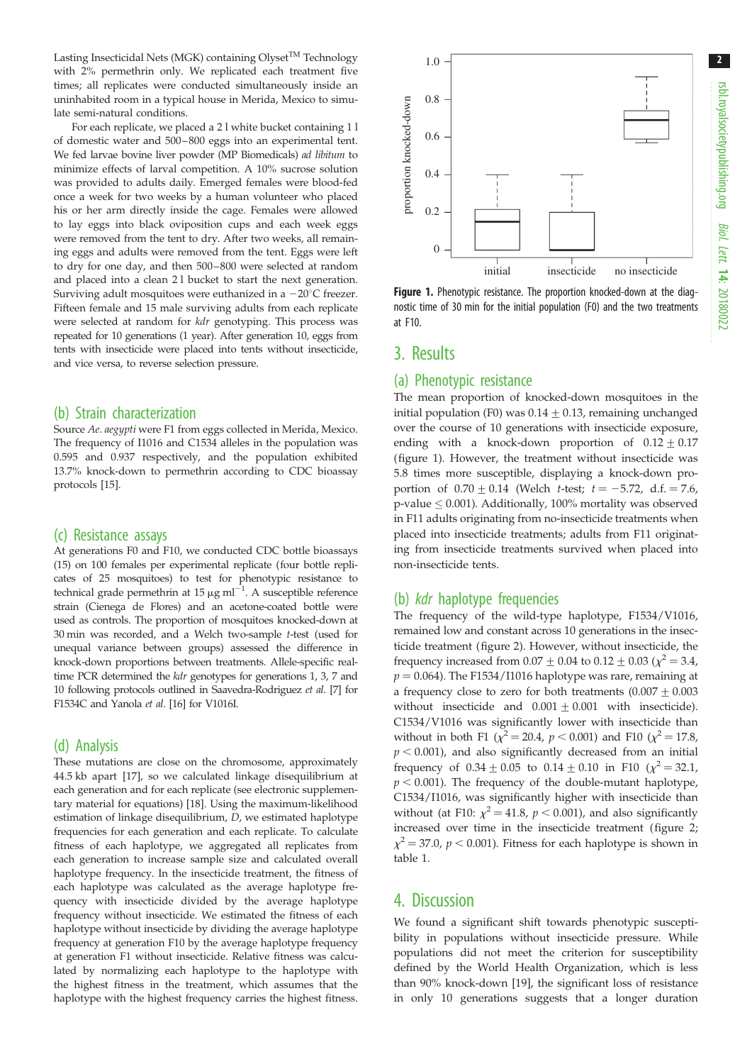Lasting Insecticidal Nets (MGK) containing Olyset™ Technology with 2% permethrin only. We replicated each treatment five times; all replicates were conducted simultaneously inside an uninhabited room in a typical house in Merida, Mexico to simulate semi-natural conditions.

For each replicate, we placed a 2 l white bucket containing 1 l of domestic water and 500–800 eggs into an experimental tent. We fed larvae bovine liver powder (MP Biomedicals) *ad libitum* to minimize effects of larval competition. A 10% sucrose solution was provided to adults daily. Emerged females were blood-fed once a week for two weeks by a human volunteer who placed his or her arm directly inside the cage. Females were allowed to lay eggs into black oviposition cups and each week eggs were removed from the tent to dry. After two weeks, all remaining eggs and adults were removed from the tent. Eggs were left to dry for one day, and then 500–800 were selected at random and placed into a clean 2 l bucket to start the next generation. Surviving adult mosquitoes were euthanized in a −20°C freezer. Fifteen female and 15 male surviving adults from each replicate were selected at random for *kdr* genotyping. This process was repeated for 10 generations (1 year). After generation 10, eggs from tents with insecticide were placed into tents without insecticide, and vice versa, to reverse selection pressure.

## (b) Strain characterization

Source *Ae. aegypti* were F1 from eggs collected in Merida, Mexico. The frequency of I1016 and C1534 alleles in the population was 0.595 and 0.937 respectively, and the population exhibited 13.7% knock-down to permethrin according to CDC bioassay protocols [15].

## (c) Resistance assays

At generations F0 and F10, we conducted CDC bottle bioassays (15) on 100 females per experimental replicate (four bottle replicates of 25 mosquitoes) to test for phenotypic resistance to technical grade permethrin at 15 µg ml$^{-1}$. A susceptible reference strain (Cienega de Flores) and an acetone-coated bottle were used as controls. The proportion of mosquitoes knocked-down at 30 min was recorded, and a Welch two-sample *t*-test (used for unequal variance between groups) assessed the difference in knock-down proportions between treatments. Allele-specific real-time PCR determined the *kdr* genotypes for generations 1, 3, 7 and 10 following protocols outlined in Saavedra-Rodriguez *et al.* [7] for F1534C and Yanola *et al.* [16] for V1016I.

## (d) Analysis

These mutations are close on the chromosome, approximately 44.5 kb apart [17], so we calculated linkage disequilibrium at each generation and for each replicate (see electronic supplementary material for equations) [18]. Using the maximum-likelihood estimation of linkage disequilibrium, *D*, we estimated haplotype frequencies for each generation and each replicate. To calculate fitness of each haplotype, we aggregated all replicates from each generation to increase sample size and calculated overall haplotype frequency. In the insecticide treatment, the fitness of each haplotype was calculated as the average haplotype frequency with insecticide divided by the average haplotype frequency without insecticide. We estimated the fitness of each haplotype without insecticide by dividing the average haplotype frequency at generation F10 by the average haplotype frequency at generation F1 without insecticide. Relative fitness was calculated by normalizing each haplotype to the haplotype with the highest fitness in the treatment, which assumes that the haplotype with the highest frequency carries the highest fitness.

**Figure 1.** Phenotypic resistance. The proportion knocked-down at the diagnostic time of 30 min for the initial population (F0) and the two treatments at F10.

# 3. Results

## (a) Phenotypic resistance

The mean proportion of knocked-down mosquitoes in the initial population (F0) was 0.14 ± 0.13, remaining unchanged over the course of 10 generations with insecticide exposure, ending with a knock-down proportion of 0.12 ± 0.17 (figure 1). However, the treatment without insecticide was 5.8 times more susceptible, displaying a knock-down proportion of 0.70 ± 0.14 (Welch *t*-test; $t = -5.72$, d.f. = 7.6, p-value ≤ 0.001). Additionally, 100% mortality was observed in F11 adults originating from no-insecticide treatments when placed into insecticide treatments; adults from F11 originating from insecticide treatments survived when placed into non-insecticide tents.

## (b) *kdr* haplotype frequencies

The frequency of the wild-type haplotype, F1534/V1016, remained low and constant across 10 generations in the insecticide treatment (figure 2). However, without insecticide, the frequency increased from 0.07 ± 0.04 to 0.12 ± 0.03 ($\chi^2 = 3.4$, $p = 0.064$). The F1534/I1016 haplotype was rare, remaining at a frequency close to zero for both treatments (0.007 ± 0.003 without insecticide and 0.001 ± 0.001 with insecticide). C1534/V1016 was significantly lower with insecticide than without in both F1 ($\chi^2 = 20.4$, $p < 0.001$) and F10 ($\chi^2 = 17.8$, $p < 0.001$), and also significantly decreased from an initial frequency of 0.34 ± 0.05 to 0.14 ± 0.10 in F10 ($\chi^2 = 32.1$, $p < 0.001$). The frequency of the double-mutant haplotype, C1534/I1016, was significantly higher with insecticide than without (at F10: $\chi^2 = 41.8$, $p < 0.001$), and also significantly increased over time in the insecticide treatment (figure 2; $\chi^2 = 37.0$, $p < 0.001$). Fitness for each haplotype is shown in table 1.

# 4. Discussion

We found a significant shift towards phenotypic susceptibility in populations without insecticide pressure. While populations did not meet the criterion for susceptibility defined by the World Health Organization, which is less than 90% knock-down [19], the significant loss of resistance in only 10 generations suggests that a longer duration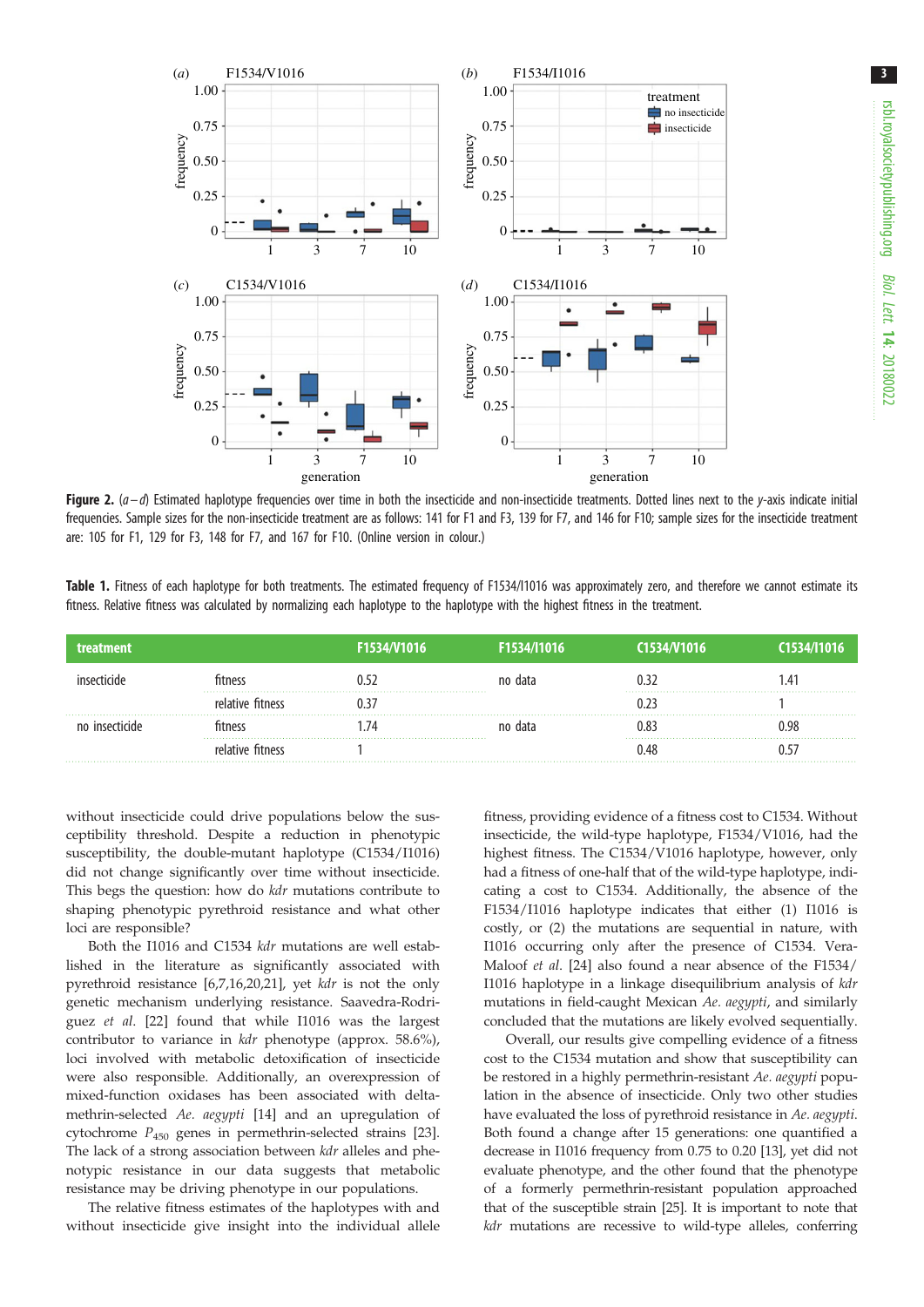**Figure 2.** (*a–d*) Estimated haplotype frequencies over time in both the insecticide and non-insecticide treatments. Dotted lines next to the *y*-axis indicate initial frequencies. Sample sizes for the non-insecticide treatment are as follows: 141 for F1 and F3, 139 for F7, and 146 for F10; sample sizes for the insecticide treatment are: 105 for F1, 129 for F3, 148 for F7, and 167 for F10. (Online version in colour.)

**Table 1.** Fitness of each haplotype for both treatments. The estimated frequency of F1534/I1016 was approximately zero, and therefore we cannot estimate its fitness. Relative fitness was calculated by normalizing each haplotype to the haplotype with the highest fitness in the treatment.

| treatment | | F1534/V1016 | F1534/I1016 | C1534/V1016 | C1534/I1016 |
|---|---|---|---|---|---|
| insecticide | fitness | 0.52 | no data | 0.32 | 1.41 |
| | relative fitness | 0.37 | | 0.23 | 1 |
| no insecticide | fitness | 1.74 | no data | 0.83 | 0.98 |
| | relative fitness | 1 | | 0.48 | 0.57 |

without insecticide could drive populations below the susceptibility threshold. Despite a reduction in phenotypic susceptibility, the double-mutant haplotype (C1534/I1016) did not change significantly over time without insecticide. This begs the question: how do *kdr* mutations contribute to shaping phenotypic pyrethroid resistance and what other loci are responsible?

Both the I1016 and C1534 *kdr* mutations are well established in the literature as significantly associated with pyrethroid resistance [6,7,16,20,21], yet *kdr* is not the only genetic mechanism underlying resistance. Saavedra-Rodriguez *et al.* [22] found that while I1016 was the largest contributor to variance in *kdr* phenotype (approx. 58.6%), loci involved with metabolic detoxification of insecticide were also responsible. Additionally, an overexpression of mixed-function oxidases has been associated with deltamethrin-selected *Ae. aegypti* [14] and an upregulation of cytochrome $P_{450}$ genes in permethrin-selected strains [23]. The lack of a strong association between *kdr* alleles and phenotypic resistance in our data suggests that metabolic resistance may be driving phenotype in our populations.

The relative fitness estimates of the haplotypes with and without insecticide give insight into the individual allele fitness, providing evidence of a fitness cost to C1534. Without insecticide, the wild-type haplotype, F1534/V1016, had the highest fitness. The C1534/V1016 haplotype, however, only had a fitness of one-half that of the wild-type haplotype, indicating a cost to C1534. Additionally, the absence of the F1534/I1016 haplotype indicates that either (1) I1016 is costly, or (2) the mutations are sequential in nature, with I1016 occurring only after the presence of C1534. Vera-Maloof *et al.* [24] also found a near absence of the F1534/I1016 haplotype in a linkage disequilibrium analysis of *kdr* mutations in field-caught Mexican *Ae. aegypti*, and similarly concluded that the mutations are likely evolved sequentially.

Overall, our results give compelling evidence of a fitness cost to the C1534 mutation and show that susceptibility can be restored in a highly permethrin-resistant *Ae. aegypti* population in the absence of insecticide. Only two other studies have evaluated the loss of pyrethroid resistance in *Ae. aegypti*. Both found a change after 15 generations: one quantified a decrease in I1016 frequency from 0.75 to 0.20 [13], yet did not evaluate phenotype, and the other found that the phenotype of a formerly permethrin-resistant population approached that of the susceptible strain [25]. It is important to note that *kdr* mutations are recessive to wild-type alleles, conferring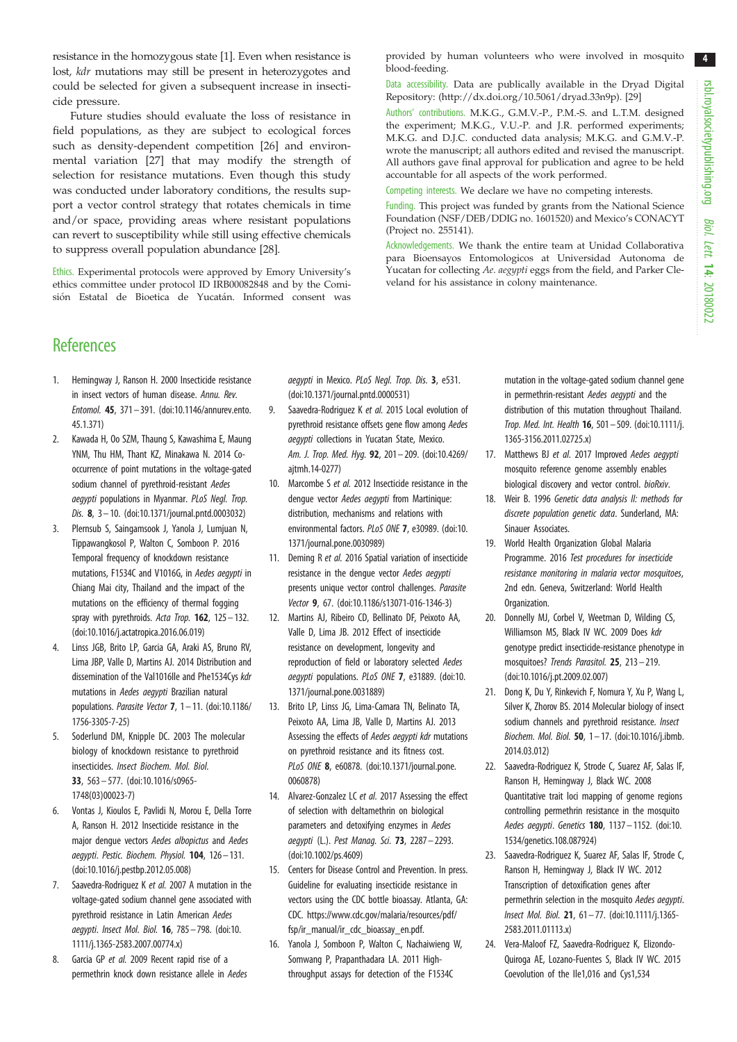resistance in the homozygous state [1]. Even when resistance is lost, *kdr* mutations may still be present in heterozygotes and could be selected for given a subsequent increase in insecticide pressure.

Future studies should evaluate the loss of resistance in field populations, as they are subject to ecological forces such as density-dependent competition [26] and environmental variation [27] that may modify the strength of selection for resistance mutations. Even though this study was conducted under laboratory conditions, the results support a vector control strategy that rotates chemicals in time and/or space, providing areas where resistant populations can revert to susceptibility while still using effective chemicals to suppress overall population abundance [28].

Ethics. Experimental protocols were approved by Emory University's ethics committee under protocol ID IRB00082848 and by the Comisión Estatal de Bioetica de Yucatán. Informed consent was provided by human volunteers who were involved in mosquito blood-feeding.

Data accessibility. Data are publically available in the Dryad Digital Repository: (http://dx.doi.org/10.5061/dryad.33n9p). [29]

Authors' contributions. M.K.G., G.M.V.-P., P.M.-S. and L.T.M. designed the experiment; M.K.G., V.U.-P. and J.R. performed experiments; M.K.G. and D.J.C. conducted data analysis; M.K.G. and G.M.V.-P. wrote the manuscript; all authors edited and revised the manuscript. All authors gave final approval for publication and agree to be held accountable for all aspects of the work performed.

Competing interests. We declare we have no competing interests.

Funding. This project was funded by grants from the National Science Foundation (NSF/DEB/DDIG no. 1601520) and Mexico's CONACYT (Project no. 255141).

Acknowledgements. We thank the entire team at Unidad Collaborativa para Bioensayos Entomologicos at Universidad Autonoma de Yucatan for collecting *Ae. aegypti* eggs from the field, and Parker Cleveland for his assistance in colony maintenance.

## References

1. Hemingway J, Ranson H. 2000 Insecticide resistance in insect vectors of human disease. *Annu. Rev. Entomol.* **45**, 371–391. (doi:10.1146/annurev.ento.45.1.371)
2. Kawada H, Oo SZM, Thaung S, Kawashima E, Maung YNM, Thu HM, Thant KZ, Minakawa N. 2014 Co-occurrence of point mutations in the voltage-gated sodium channel of pyrethroid-resistant *Aedes aegypti* populations in Myanmar. *PLoS Negl. Trop. Dis.* **8**, 3–10. (doi:10.1371/journal.pntd.0003032)
3. Plernsub S, Saingamsook J, Yanola J, Lumjuan N, Tippawangkosol P, Walton C, Somboon P. 2016 Temporal frequency of knockdown resistance mutations, F1534C and V1016G, in *Aedes aegypti* in Chiang Mai city, Thailand and the impact of the mutations on the efficiency of thermal fogging spray with pyrethroids. *Acta Trop.* **162**, 125–132. (doi:10.1016/j.actatropica.2016.06.019)
4. Linss JGB, Brito LP, Garcia GA, Araki AS, Bruno RV, Lima JBP, Valle D, Martins AJ. 2014 Distribution and dissemination of the Val1016Ile and Phe1534Cys *kdr* mutations in *Aedes aegypti* Brazilian natural populations. *Parasite Vector* **7**, 1–11. (doi:10.1186/1756-3305-7-25)
5. Soderlund DM, Knipple DC. 2003 The molecular biology of knockdown resistance to pyrethroid insecticides. *Insect Biochem. Mol. Biol.* **33**, 563–577. (doi:10.1016/s0965-1748(03)00023-7)
6. Vontas J, Kioulos E, Pavlidi N, Morou E, Della Torre A, Ranson H. 2012 Insecticide resistance in the major dengue vectors *Aedes albopictus* and *Aedes aegypti*. *Pestic. Biochem. Physiol.* **104**, 126–131. (doi:10.1016/j.pestbp.2012.05.008)
7. Saavedra-Rodriguez K *et al.* 2007 A mutation in the voltage-gated sodium channel gene associated with pyrethroid resistance in Latin American *Aedes aegypti*. *Insect Mol. Biol.* **16**, 785–798. (doi:10.1111/j.1365-2583.2007.00774.x)
8. Garcia GP *et al.* 2009 Recent rapid rise of a permethrin knock down resistance allele in *Aedes aegypti* in Mexico. *PLoS Negl. Trop. Dis.* **3**, e531. (doi:10.1371/journal.pntd.0000531)
9. Saavedra-Rodriguez K *et al.* 2015 Local evolution of pyrethroid resistance offsets gene flow among *Aedes aegypti* collections in Yucatan State, Mexico. *Am. J. Trop. Med. Hyg.* **92**, 201–209. (doi:10.4269/ajtmh.14-0277)
10. Marcombe S *et al.* 2012 Insecticide resistance in the dengue vector *Aedes aegypti* from Martinique: distribution, mechanisms and relations with environmental factors. *PLoS ONE* **7**, e30989. (doi:10.1371/journal.pone.0030989)
11. Deming R *et al.* 2016 Spatial variation of insecticide resistance in the dengue vector *Aedes aegypti* presents unique vector control challenges. *Parasite Vector* **9**, 67. (doi:10.1186/s13071-016-1346-3)
12. Martins AJ, Ribeiro CD, Bellinato DF, Peixoto AA, Valle D, Lima JB. 2012 Effect of insecticide resistance on development, longevity and reproduction of field or laboratory selected *Aedes aegypti* populations. *PLoS ONE* **7**, e31889. (doi:10.1371/journal.pone.0031889)
13. Brito LP, Linss JG, Lima-Camara TN, Belinato TA, Peixoto AA, Lima JB, Valle D, Martins AJ. 2013 Assessing the effects of *Aedes aegypti kdr* mutations on pyrethroid resistance and its fitness cost. *PLoS ONE* **8**, e60878. (doi:10.1371/journal.pone.0060878)
14. Alvarez-Gonzalez LC *et al.* 2017 Assessing the effect of selection with deltamethrin on biological parameters and detoxifying enzymes in *Aedes aegypti* (L.). *Pest Manag. Sci.* **73**, 2287–2293. (doi:10.1002/ps.4609)
15. Centers for Disease Control and Prevention. In press. Guideline for evaluating insecticide resistance in vectors using the CDC bottle bioassay. Atlanta, GA: CDC. https://www.cdc.gov/malaria/resources/pdf/fsp/ir_manual/ir_cdc_bioassay_en.pdf.
16. Yanola J, Somboon P, Walton C, Nachaiwieng W, Somwang P, Prapanthadara LA. 2011 High-throughput assays for detection of the F1534C mutation in the voltage-gated sodium channel gene in permethrin-resistant *Aedes aegypti* and the distribution of this mutation throughout Thailand. *Trop. Med. Int. Health* **16**, 501–509. (doi:10.1111/j.1365-3156.2011.02725.x)
17. Matthews BJ *et al.* 2017 Improved *Aedes aegypti* mosquito reference genome assembly enables biological discovery and vector control. *bioRxiv*.
18. Weir B. 1996 *Genetic data analysis II: methods for discrete population genetic data*. Sunderland, MA: Sinauer Associates.
19. World Health Organization Global Malaria Programme. 2016 *Test procedures for insecticide resistance monitoring in malaria vector mosquitoes*, 2nd edn. Geneva, Switzerland: World Health Organization.
20. Donnelly MJ, Corbel V, Weetman D, Wilding CS, Williamson MS, Black IV WC. 2009 Does *kdr* genotype predict insecticide-resistance phenotype in mosquitoes? *Trends Parasitol.* **25**, 213–219. (doi:10.1016/j.pt.2009.02.007)
21. Dong K, Du Y, Rinkevich F, Nomura Y, Xu P, Wang L, Silver K, Zhorov BS. 2014 Molecular biology of insect sodium channels and pyrethroid resistance. *Insect Biochem. Mol. Biol.* **50**, 1–17. (doi:10.1016/j.ibmb.2014.03.012)
22. Saavedra-Rodriguez K, Strode C, Suarez AF, Salas IF, Ranson H, Hemingway J, Black WC. 2008 Quantitative trait loci mapping of genome regions controlling permethrin resistance in the mosquito *Aedes aegypti*. *Genetics* **180**, 1137–1152. (doi:10.1534/genetics.108.087924)
23. Saavedra-Rodriguez K, Suarez AF, Salas IF, Strode C, Ranson H, Hemingway J, Black IV WC. 2012 Transcription of detoxification genes after permethrin selection in the mosquito *Aedes aegypti*. *Insect Mol. Biol.* **21**, 61–77. (doi:10.1111/j.1365-2583.2011.01113.x)
24. Vera-Maloof FZ, Saavedra-Rodriguez K, Elizondo-Quiroga AE, Lozano-Fuentes S, Black IV WC. 2015 Coevolution of the Ile1,016 and Cys1,534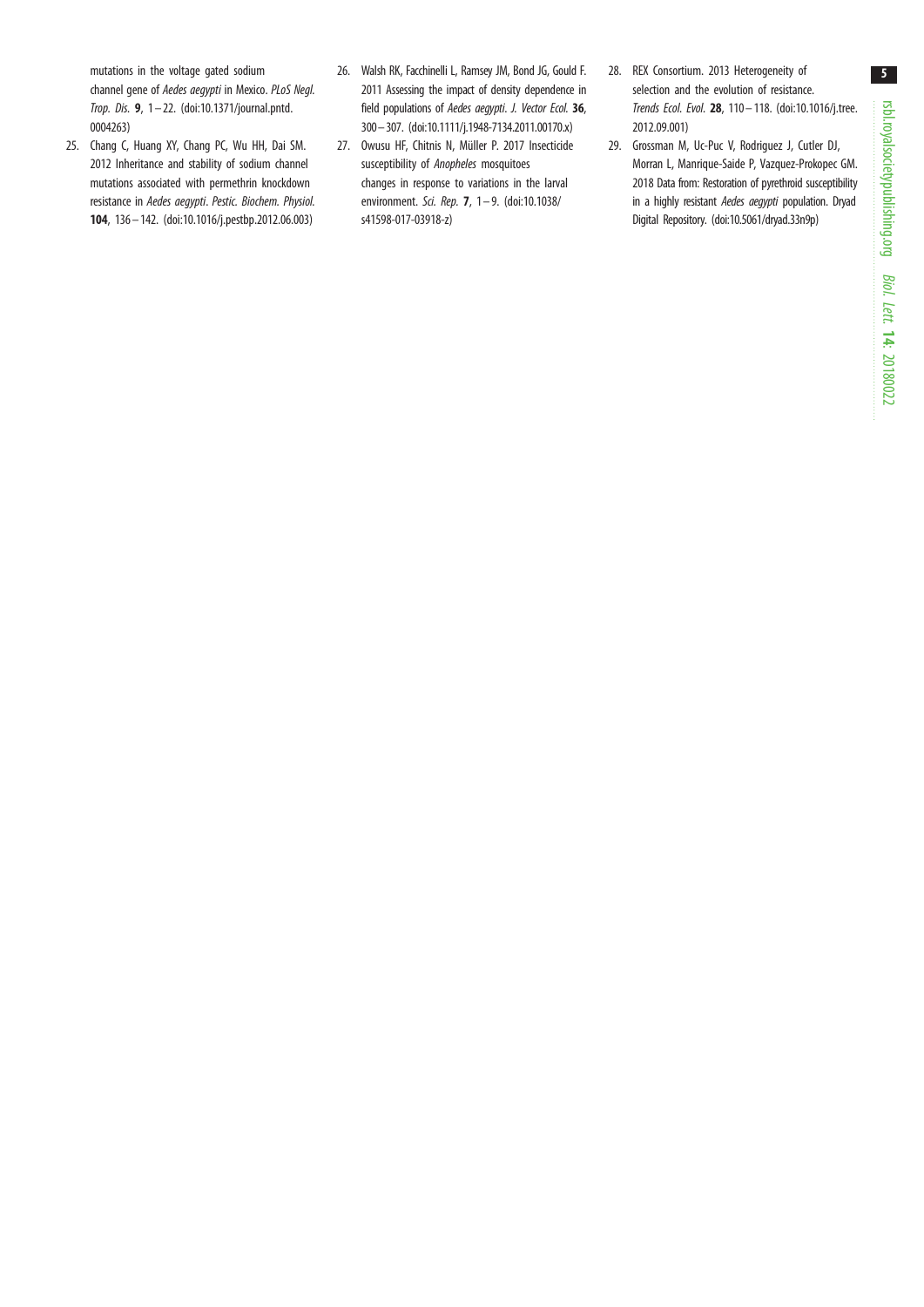mutations in the voltage gated sodium channel gene of *Aedes aegypti* in Mexico. *PLoS Negl. Trop. Dis.* **9**, 1–22. (doi:10.1371/journal.pntd.0004263)

25. Chang C, Huang XY, Chang PC, Wu HH, Dai SM. 2012 Inheritance and stability of sodium channel mutations associated with permethrin knockdown resistance in *Aedes aegypti*. *Pestic. Biochem. Physiol.* **104**, 136–142. (doi:10.1016/j.pestbp.2012.06.003)
26. Walsh RK, Facchinelli L, Ramsey JM, Bond JG, Gould F. 2011 Assessing the impact of density dependence in field populations of *Aedes aegypti*. *J. Vector Ecol.* **36**, 300–307. (doi:10.1111/j.1948-7134.2011.00170.x)
27. Owusu HF, Chitnis N, Müller P. 2017 Insecticide susceptibility of *Anopheles* mosquitoes changes in response to variations in the larval environment. *Sci. Rep.* **7**, 1–9. (doi:10.1038/s41598-017-03918-z)
28. REX Consortium. 2013 Heterogeneity of selection and the evolution of resistance. *Trends Ecol. Evol.* **28**, 110–118. (doi:10.1016/j.tree.2012.09.001)
29. Grossman M, Uc-Puc V, Rodriguez J, Cutler DJ, Morran L, Manrique-Saide P, Vazquez-Prokopec GM. 2018 Data from: Restoration of pyrethroid susceptibility in a highly resistant *Aedes aegypti* population. Dryad Digital Repository. (doi:10.5061/dryad.33n9p)